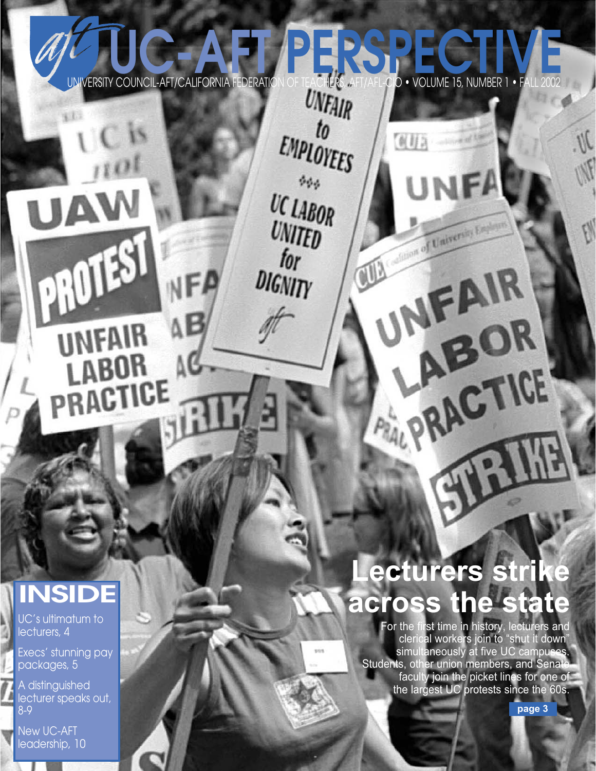# UC-AFT PERSPECTIVE

UNIVERSITY COUNCIL-AFT/CALIFORNIA FEDERATION OF TEACHERS, AFT/AFL-CIO • VOLUME 15, NUMBER 1 • FALL 2002

## Lecturers strike across the state

For the first time in history, lecturers and clerical workers join to "shut it down" simultaneously at five UC campuses. Students, other union members, and Senate faculty join the picket lines for one of the largest UC protests since the 60s.

**page 3**

## INSIDE

- UC's ultimatum to lecturers, 4
- Execs' stunning pay packages, 5
- A distinguished lecturer speaks out, 8-9
- New UC-AFT leadership, 10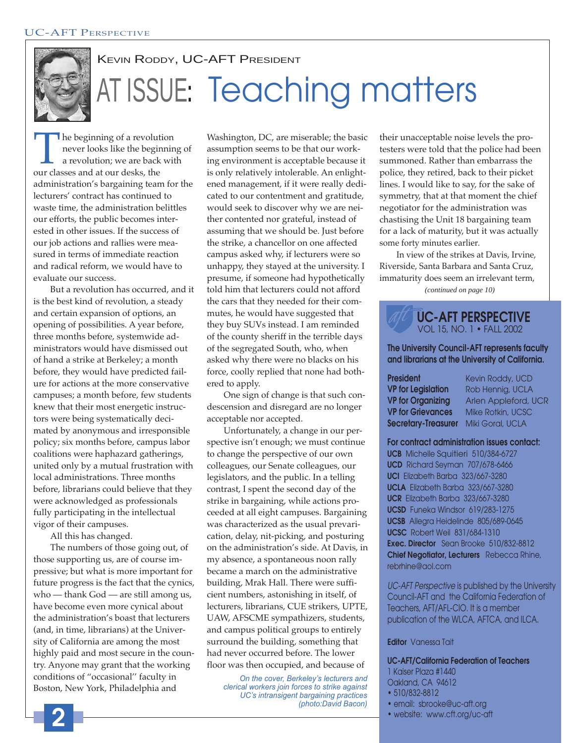Kevin Roddy, UC-AFT President

# AT ISSUE: Teaching matters

The beginning of a revolution never looks like the beginning of a revolution; we are back with our classes and at our desks, the administration's bargaining team for the lecturers' contract has continued to waste time, the administration belittles our efforts, the public becomes interested in other issues. If the success of our job actions and rallies were measured in terms of immediate reaction and radical reform, we would have to evaluate our success.

But a revolution has occurred, and it is the best kind of revolution, a steady and certain expansion of options, an opening of possibilities. A year before, three months before, systemwide administrators would have dismissed out of hand a strike at Berkeley; a month before, they would have predicted failure for actions at the more conservative campuses; a month before, few students knew that their most energetic instructors were being systematically decimated by anonymous and irresponsible policy; six months before, campus labor coalitions were haphazard gatherings, united only by a mutual frustration with local administrations. Three months before, librarians could believe that they were acknowledged as professionals fully participating in the intellectual vigor of their campuses.

All this has changed.

The numbers of those going out, of those supporting us, are of course impressive; but what is more important for future progress is the fact that the cynics, who — thank God — are still among us, have become even more cynical about the administration's boast that lecturers (and, in time, librarians) at the University of California are among the most highly paid and most secure in the country. Anyone may grant that the working conditions of "occasional" faculty in Boston, New York, Philadelphia and Washington, DC, are miserable; the basic assumption seems to be that our working environment is acceptable because it is only relatively intolerable. An enlightened management, if it were really dedicated to our contentment and gratitude, would seek to discover why we are neither contented nor grateful, instead of assuming that we should be. Just before the strike, a chancellor on one affected campus asked why, if lecturers were so unhappy, they stayed at the university. I presume, if someone had hypothetically told him that lecturers could not afford the cars that they needed for their commutes, he would have suggested that they buy SUVs instead. I am reminded of the county sheriff in the terrible days of the segregated South, who, when asked why there were no blacks on his force, coolly replied that none had bothered to apply.

One sign of change is that such condescension and disregard are no longer acceptable nor accepted.

Unfortunately, a change in our perspective isn't enough; we must continue to change the perspective of our own colleagues, our Senate colleagues, our legislators, and the public. In a telling contrast, I spent the second day of the strike in bargaining, while actions proceeded at all eight campuses. Bargaining was characterized as the usual prevarication, delay, nit-picking, and posturing on the administration's side. At Davis, in my absence, a spontaneous noon rally became a march on the administrative building, Mrak Hall. There were sufficient numbers, astonishing in itself, of lecturers, librarians, CUE strikers, UPTE, UAW, AFSCME sympathizers, students, and campus political groups to entirely surround the building, something that had never occurred before. The lower floor was then occupied, and because of their unacceptable noise levels the protesters were told that the police had been summoned. Rather than embarrass the police, they retired, back to their picket lines. I would like to say, for the sake of symmetry, that at that moment the chief negotiator for the administration was chastising the Unit 18 bargaining team for a lack of maturity, but it was actually some forty minutes earlier.

In view of the strikes at Davis, Irvine, Riverside, Santa Barbara and Santa Cruz, immaturity does seem an irrelevant term,

*(continued on page 10)*

*On the cover, Berkeley's lecturers and clerical workers join forces to strike against UC's intransigent bargaining practices (photo:David Bacon)*

## UC-AFT PERSPECTIVE
VOL 15, NO. 1 • FALL 2002

**The University Council-AFT represents faculty and librarians at the University of California.**

| | |
|---|---|
| **President** | Kevin Roddy, UCD |
| **VP for Legislation** | Rob Hennig, UCLA |
| **VP for Organizing** | Arlen Appleford, UCR |
| **VP for Grievances** | Mike Rotkin, UCSC |
| **Secretary-Treasurer** | Miki Goral, UCLA |

**For contract administration issues contact:**

**UCB** Michelle Squitieri 510/384-6727
**UCD** Richard Seyman 707/678-6466
**UCI** Elizabeth Barba 323/667-3280
**UCLA** Elizabeth Barba 323/667-3280
**UCR** Elizabeth Barba 323/667-3280
**UCSD** Funeka Windsor 619/283-1275
**UCSB** Allegra Heidelinde 805/689-0645
**UCSC** Robert Weil 831/684-1310
**Exec. Director** Sean Brooke 510/832-8812
**Chief Negotiator, Lecturers** Rebecca Rhine, rebrhine@aol.com

*UC-AFT Perspective* is published by the University Council-AFT and the California Federation of Teachers, AFT/AFL-CIO. It is a member publication of the WLCA, AFTCA, and ILCA.

**Editor** Vanessa Tait

**UC-AFT/California Federation of Teachers**
1 Kaiser Plaza #1440
Oakland, CA 94612
• 510/832-8812
• email: sbrooke@uc-aft.org
• website: www.cft.org/uc-aft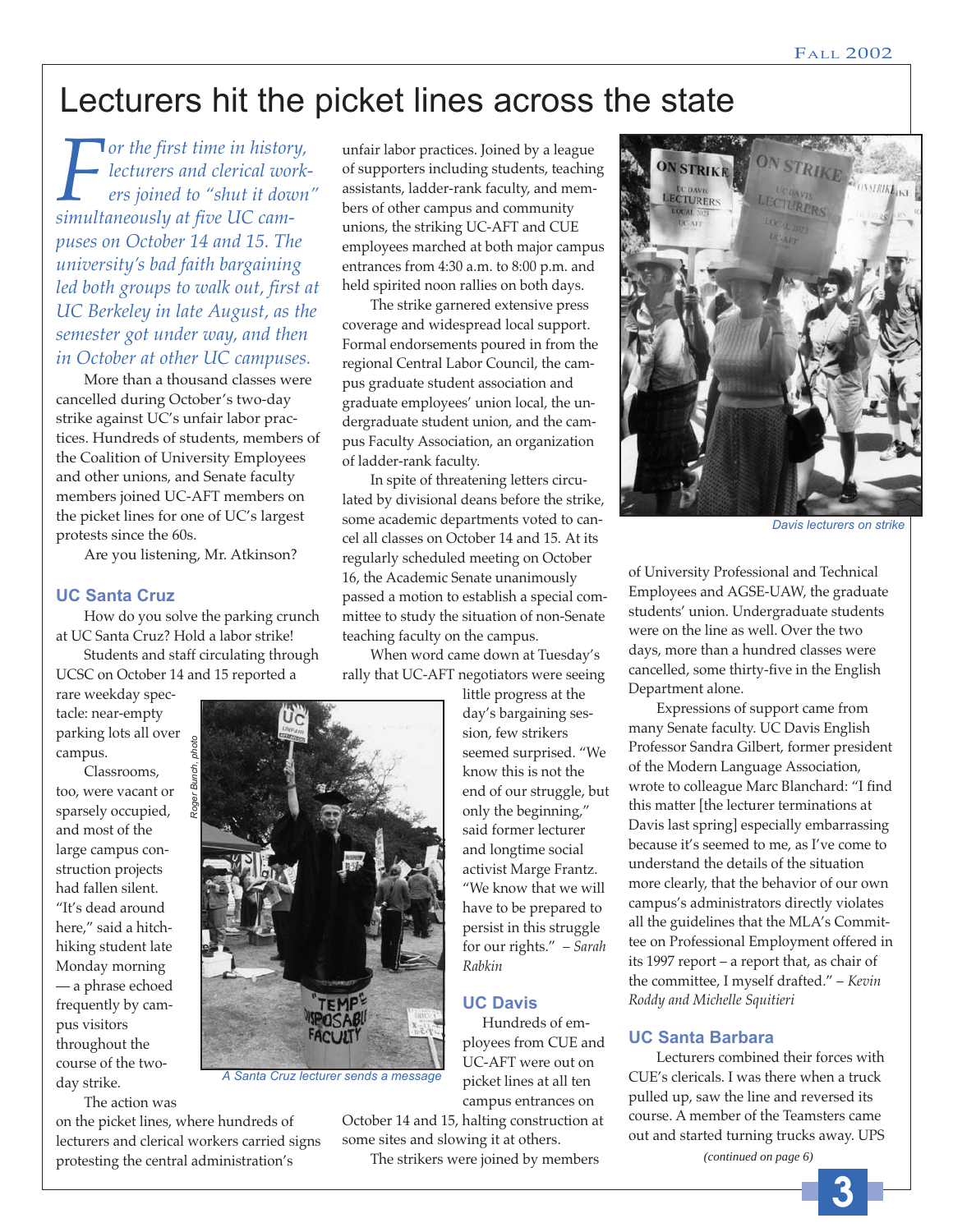# Lecturers hit the picket lines across the state

*For the first time in history, lecturers and clerical workers joined to "shut it down" simultaneously at five UC campuses on October 14 and 15. The university's bad faith bargaining led both groups to walk out, first at UC Berkeley in late August, as the semester got under way, and then in October at other UC campuses.*

More than a thousand classes were cancelled during October's two-day strike against UC's unfair labor practices. Hundreds of students, members of the Coalition of University Employees and other unions, and Senate faculty members joined UC-AFT members on the picket lines for one of UC's largest protests since the 60s.

Are you listening, Mr. Atkinson?

### UC Santa Cruz

How do you solve the parking crunch at UC Santa Cruz? Hold a labor strike!

Students and staff circulating through UCSC on October 14 and 15 reported a rare weekday spectacle: near-empty parking lots all over campus.

Classrooms, too, were vacant or sparsely occupied, and most of the large campus construction projects had fallen silent. "It's dead around here," said a hitchhiking student late Monday morning — a phrase echoed frequently by campus visitors throughout the course of the two-day strike.

The action was on the picket lines, where hundreds of lecturers and clerical workers carried signs protesting the central administration's unfair labor practices. Joined by a league of supporters including students, teaching assistants, ladder-rank faculty, and members of other campus and community unions, the striking UC-AFT and CUE employees marched at both major campus entrances from 4:30 a.m. to 8:00 p.m. and held spirited noon rallies on both days.

The strike garnered extensive press coverage and widespread local support. Formal endorsements poured in from the regional Central Labor Council, the campus graduate student association and graduate employees' union local, the undergraduate student union, and the campus Faculty Association, an organization of ladder-rank faculty.

In spite of threatening letters circulated by divisional deans before the strike, some academic departments voted to cancel all classes on October 14 and 15. At its regularly scheduled meeting on October 16, the Academic Senate unanimously passed a motion to establish a special committee to study the situation of non-Senate teaching faculty on the campus.

When word came down at Tuesday's rally that UC-AFT negotiators were seeing little progress at the day's bargaining session, few strikers seemed surprised. "We know this is not the end of our struggle, but only the beginning," said former lecturer and longtime social activist Marge Frantz. "We know that we will have to be prepared to persist in this struggle for our rights." *– Sarah Rabkin*

Roger Bunch, photo

A Santa Cruz lecturer sends a message

### UC Davis

Hundreds of employees from CUE and UC-AFT were out on picket lines at all ten campus entrances on October 14 and 15, halting construction at some sites and slowing it at others.

The strikers were joined by members of University Professional and Technical Employees and AGSE-UAW, the graduate students' union. Undergraduate students were on the line as well. Over the two days, more than a hundred classes were cancelled, some thirty-five in the English Department alone.

Expressions of support came from many Senate faculty. UC Davis English Professor Sandra Gilbert, former president of the Modern Language Association, wrote to colleague Marc Blanchard: "I find this matter [the lecturer terminations at Davis last spring] especially embarrassing because it's seemed to me, as I've come to understand the details of the situation more clearly, that the behavior of our own campus's administrators directly violates all the guidelines that the MLA's Committee on Professional Employment offered in its 1997 report – a report that, as chair of the committee, I myself drafted." *– Kevin Roddy and Michelle Squitieri*

Davis lecturers on strike

### UC Santa Barbara

Lecturers combined their forces with CUE's clericals. I was there when a truck pulled up, saw the line and reversed its course. A member of the Teamsters came out and started turning trucks away. UPS

*(continued on page 6)*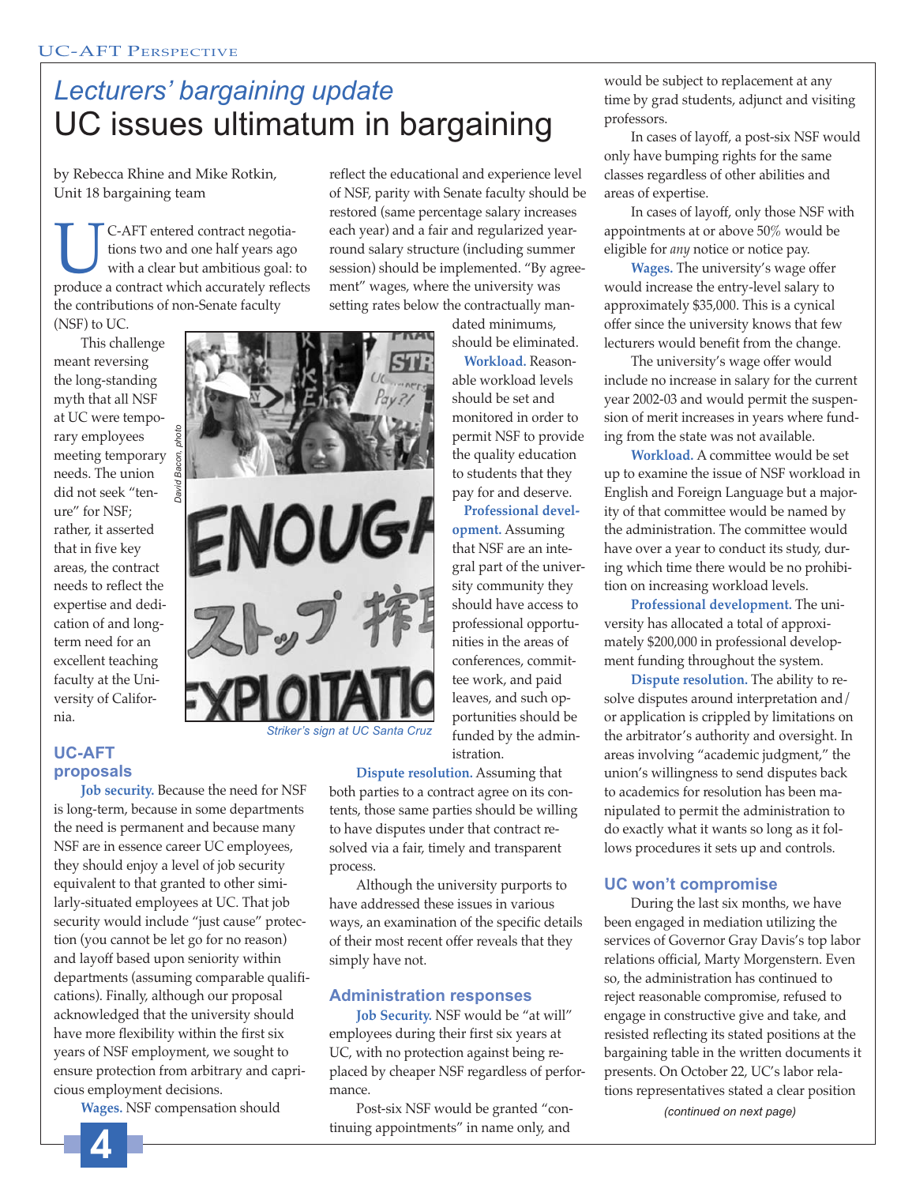*Lecturers' bargaining update*

# UC issues ultimatum in bargaining

by Rebecca Rhine and Mike Rotkin, Unit 18 bargaining team

UC-AFT entered contract negotiations two and one half years ago with a clear but ambitious goal: to produce a contract which accurately reflects the contributions of non-Senate faculty (NSF) to UC.

This challenge meant reversing the long-standing myth that all NSF at UC were temporary employees meeting temporary needs. The union did not seek "tenure" for NSF; rather, it asserted that in five key areas, the contract needs to reflect the expertise and dedication of and long-term need for an excellent teaching faculty at the University of California.

Striker's sign at UC Santa Cruz

## UC-AFT proposals

**Job security.** Because the need for NSF is long-term, because in some departments the need is permanent and because many NSF are in essence career UC employees, they should enjoy a level of job security equivalent to that granted to other similarly-situated employees at UC. That job security would include "just cause" protection (you cannot be let go for no reason) and layoff based upon seniority within departments (assuming comparable qualifications). Finally, although our proposal acknowledged that the university should have more flexibility within the first six years of NSF employment, we sought to ensure protection from arbitrary and capricious employment decisions.

**Wages.** NSF compensation should reflect the educational and experience level of NSF, parity with Senate faculty should be restored (same percentage salary increases each year) and a fair and regularized year-round salary structure (including summer session) should be implemented. "By agreement" wages, where the university was setting rates below the contractually mandated minimums, should be eliminated.

**Workload.** Reasonable workload levels should be set and monitored in order to permit NSF to provide the quality education to students that they pay for and deserve.

**Professional development.** Assuming that NSF are an integral part of the university community they should have access to professional opportunities in the areas of conferences, committee work, and paid leaves, and such opportunities should be funded by the administration.

**Dispute resolution.** Assuming that both parties to a contract agree on its contents, those same parties should be willing to have disputes under that contract resolved via a fair, timely and transparent process.

Although the university purports to have addressed these issues in various ways, an examination of the specific details of their most recent offer reveals that they simply have not.

## Administration responses

**Job Security.** NSF would be "at will" employees during their first six years at UC, with no protection against being replaced by cheaper NSF regardless of performance.

Post-six NSF would be granted "continuing appointments" in name only, and would be subject to replacement at any time by grad students, adjunct and visiting professors.

In cases of layoff, a post-six NSF would only have bumping rights for the same classes regardless of other abilities and areas of expertise.

In cases of layoff, only those NSF with appointments at or above 50% would be eligible for *any* notice or notice pay.

**Wages.** The university's wage offer would increase the entry-level salary to approximately $35,000. This is a cynical offer since the university knows that few lecturers would benefit from the change.

The university's wage offer would include no increase in salary for the current year 2002-03 and would permit the suspension of merit increases in years where funding from the state was not available.

**Workload.** A committee would be set up to examine the issue of NSF workload in English and Foreign Language but a majority of that committee would be named by the administration. The committee would have over a year to conduct its study, during which time there would be no prohibition on increasing workload levels.

**Professional development.** The university has allocated a total of approximately $200,000 in professional development funding throughout the system.

**Dispute resolution.** The ability to resolve disputes around interpretation and/or application is crippled by limitations on the arbitrator's authority and oversight. In areas involving "academic judgment," the union's willingness to send disputes back to academics for resolution has been manipulated to permit the administration to do exactly what it wants so long as it follows procedures it sets up and controls.

## UC won't compromise

During the last six months, we have been engaged in mediation utilizing the services of Governor Gray Davis's top labor relations official, Marty Morgenstern. Even so, the administration has continued to reject reasonable compromise, refused to engage in constructive give and take, and resisted reflecting its stated positions at the bargaining table in the written documents it presents. On October 22, UC's labor relations representatives stated a clear position

*(continued on next page)*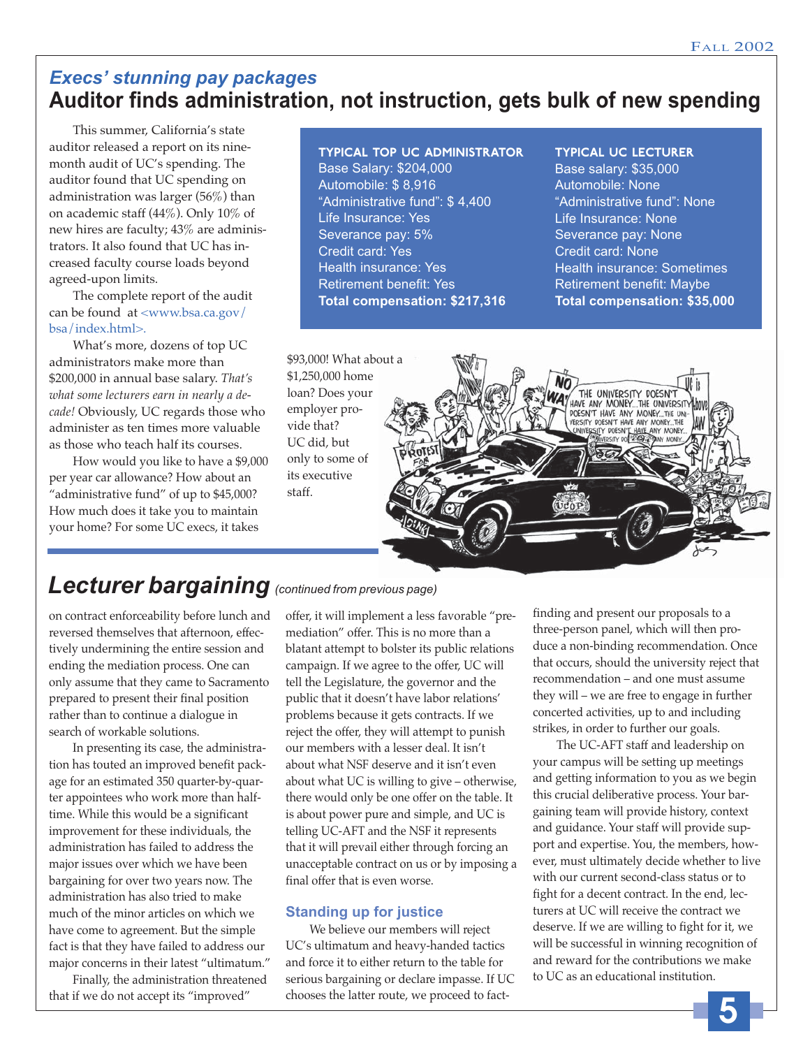## *Execs' stunning pay packages*

# Auditor finds administration, not instruction, gets bulk of new spending

This summer, California's state auditor released a report on its nine-month audit of UC's spending. The auditor found that UC spending on administration was larger (56%) than on academic staff (44%). Only 10% of new hires are faculty; 43% are administrators. It also found that UC has increased faculty course loads beyond agreed-upon limits.

The complete report of the audit can be found at <www.bsa.ca.gov/bsa/index.html>.

What's more, dozens of top UC administrators make more than $200,000 in annual base salary. *That's what some lecturers earn in nearly a decade!* Obviously, UC regards those who administer as ten times more valuable as those who teach half its courses.

How would you like to have a $9,000 per year car allowance? How about an "administrative fund" of up to $45,000? How much does it take you to maintain your home? For some UC execs, it takes $93,000! What about a $1,250,000 home loan? Does your employer provide that? UC did, but only to some of its executive staff.

| TYPICAL TOP UC ADMINISTRATOR | TYPICAL UC LECTURER |
|---|---|
| Base Salary: $204,000 | Base salary: $35,000 |
| Automobile: $ 8,916 | Automobile: None |
| "Administrative fund": $ 4,400 | "Administrative fund": None |
| Life Insurance: Yes | Life Insurance: None |
| Severance pay: 5% | Severance pay: None |
| Credit card: Yes | Credit card: None |
| Health insurance: Yes | Health insurance: Sometimes |
| Retirement benefit: Yes | Retirement benefit: Maybe |
| **Total compensation: $217,316** | **Total compensation: $35,000** |

# Lecturer bargaining *(continued from previous page)*

on contract enforceability before lunch and reversed themselves that afternoon, effectively undermining the entire session and ending the mediation process. One can only assume that they came to Sacramento prepared to present their final position rather than to continue a dialogue in search of workable solutions.

In presenting its case, the administration has touted an improved benefit package for an estimated 350 quarter-by-quarter appointees who work more than half-time. While this would be a significant improvement for these individuals, the administration has failed to address the major issues over which we have been bargaining for over two years now. The administration has also tried to make much of the minor articles on which we have come to agreement. But the simple fact is that they have failed to address our major concerns in their latest "ultimatum."

Finally, the administration threatened that if we do not accept its "improved" offer, it will implement a less favorable "pre-mediation" offer. This is no more than a blatant attempt to bolster its public relations campaign. If we agree to the offer, UC will tell the Legislature, the governor and the public that it doesn't have labor relations' problems because it gets contracts. If we reject the offer, they will attempt to punish our members with a lesser deal. It isn't about what NSF deserve and it isn't even about what UC is willing to give – otherwise, there would only be one offer on the table. It is about power pure and simple, and UC is telling UC-AFT and the NSF it represents that it will prevail either through forcing an unacceptable contract on us or by imposing a final offer that is even worse.

## Standing up for justice

We believe our members will reject UC's ultimatum and heavy-handed tactics and force it to either return to the table for serious bargaining or declare impasse. If UC chooses the latter route, we proceed to fact-finding and present our proposals to a three-person panel, which will then produce a non-binding recommendation. Once that occurs, should the university reject that recommendation – and one must assume they will – we are free to engage in further concerted activities, up to and including strikes, in order to further our goals.

The UC-AFT staff and leadership on your campus will be setting up meetings and getting information to you as we begin this crucial deliberative process. Your bargaining team will provide history, context and guidance. Your staff will provide support and expertise. You, the members, however, must ultimately decide whether to live with our current second-class status or to fight for a decent contract. In the end, lecturers at UC will receive the contract we deserve. If we are willing to fight for it, we will be successful in winning recognition of and reward for the contributions we make to UC as an educational institution.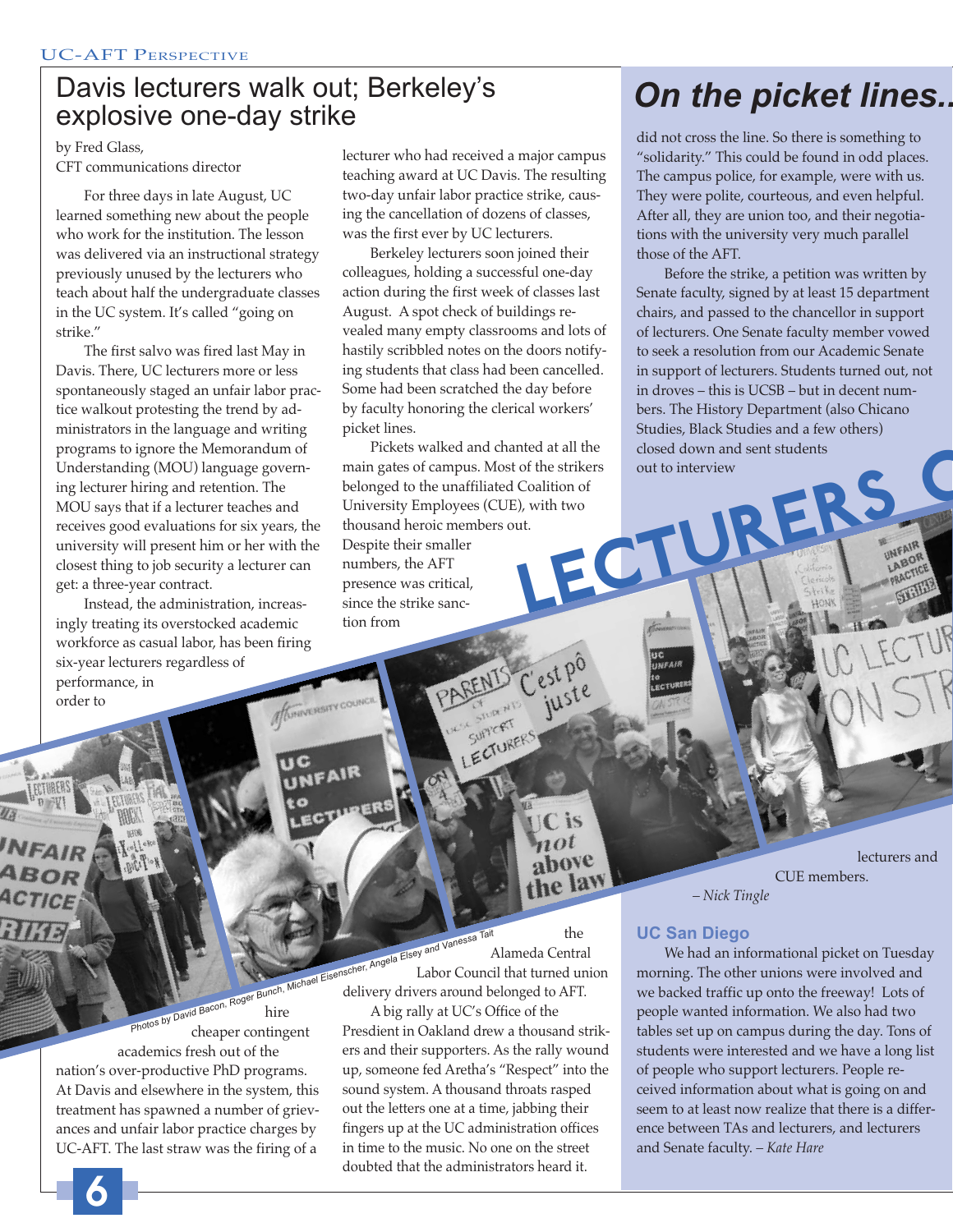# Davis lecturers walk out; Berkeley's explosive one-day strike

by Fred Glass,
CFT communications director

For three days in late August, UC learned something new about the people who work for the institution. The lesson was delivered via an instructional strategy previously unused by the lecturers who teach about half the undergraduate classes in the UC system. It's called "going on strike."

The first salvo was fired last May in Davis. There, UC lecturers more or less spontaneously staged an unfair labor practice walkout protesting the trend by administrators in the language and writing programs to ignore the Memorandum of Understanding (MOU) language governing lecturer hiring and retention. The MOU says that if a lecturer teaches and receives good evaluations for six years, the university will present him or her with the closest thing to job security a lecturer can get: a three-year contract.

Instead, the administration, increasingly treating its overstocked academic workforce as casual labor, has been firing six-year lecturers regardless of performance, in order to hire cheaper contingent academics fresh out of the nation's over-productive PhD programs. At Davis and elsewhere in the system, this treatment has spawned a number of grievances and unfair labor practice charges by UC-AFT. The last straw was the firing of a lecturer who had received a major campus teaching award at UC Davis. The resulting two-day unfair labor practice strike, causing the cancellation of dozens of classes, was the first ever by UC lecturers.

Berkeley lecturers soon joined their colleagues, holding a successful one-day action during the first week of classes last August. A spot check of buildings revealed many empty classrooms and lots of hastily scribbled notes on the doors notifying students that class had been cancelled. Some had been scratched the day before by faculty honoring the clerical workers' picket lines.

Pickets walked and chanted at all the main gates of campus. Most of the strikers belonged to the unaffiliated Coalition of University Employees (CUE), with two thousand heroic members out. Despite their smaller numbers, the AFT presence was critical, since the strike sanction from the Alameda Central Labor Council that turned union delivery drivers around belonged to AFT.

A big rally at UC's Office of the Presdient in Oakland drew a thousand strikers and their supporters. As the rally wound up, someone fed Aretha's "Respect" into the sound system. A thousand throats rasped out the letters one at a time, jabbing their fingers up at the UC administration offices in time to the music. No one on the street doubted that the administrators heard it.

Photos by David Bacon, Roger Bunch, Michael Eisenscher, Angela Elsey and Vanessa Tait

# On the picket lines...

did not cross the line. So there is something to "solidarity." This could be found in odd places. The campus police, for example, were with us. They were polite, courteous, and even helpful. After all, they are union too, and their negotiations with the university very much parallel those of the AFT.

Before the strike, a petition was written by Senate faculty, signed by at least 15 department chairs, and passed to the chancellor in support of lecturers. One Senate faculty member vowed to seek a resolution from our Academic Senate in support of lecturers. Students turned out, not in droves – this is UCSB – but in decent numbers. The History Department (also Chicano Studies, Black Studies and a few others) closed down and sent students out to interview lecturers and CUE members.

*– Nick Tingle*

## UC San Diego

We had an informational picket on Tuesday morning. The other unions were involved and we backed traffic up onto the freeway! Lots of people wanted information. We also had two tables set up on campus during the day. Tons of students were interested and we have a long list of people who support lecturers. People received information about what is going on and seem to at least now realize that there is a difference between TAs and lecturers, and lecturers and Senate faculty. *– Kate Hare*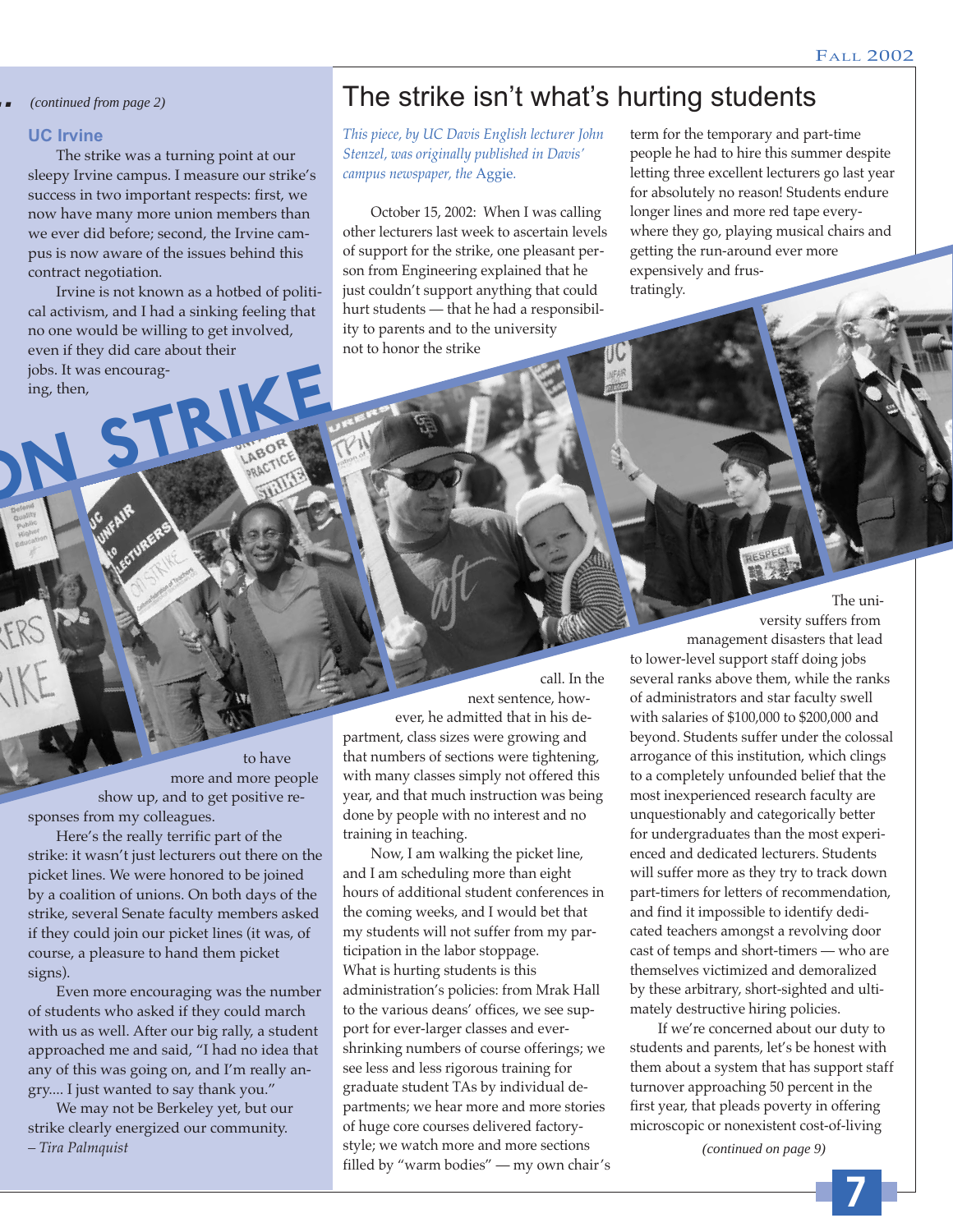*(continued from page 2)*

## UC Irvine

The strike was a turning point at our sleepy Irvine campus. I measure our strike's success in two important respects: first, we now have many more union members than we ever did before; second, the Irvine campus is now aware of the issues behind this contract negotiation.

Irvine is not known as a hotbed of political activism, and I had a sinking feeling that no one would be willing to get involved, even if they did care about their jobs. It was encouraging, then, to have more and more people show up, and to get positive responses from my colleagues.

Here's the really terrific part of the strike: it wasn't just lecturers out there on the picket lines. We were honored to be joined by a coalition of unions. On both days of the strike, several Senate faculty members asked if they could join our picket lines (it was, of course, a pleasure to hand them picket signs).

Even more encouraging was the number of students who asked if they could march with us as well. After our big rally, a student approached me and said, "I had no idea that any of this was going on, and I'm really angry.... I just wanted to say thank you."

We may not be Berkeley yet, but our strike clearly energized our community.

*– Tira Palmquist*

# The strike isn't what's hurting students

*This piece, by UC Davis English lecturer John Stenzel, was originally published in Davis' campus newspaper, the* Aggie.

October 15, 2002: When I was calling other lecturers last week to ascertain levels of support for the strike, one pleasant person from Engineering explained that he just couldn't support anything that could hurt students — that he had a responsibility to parents and to the university not to honor the strike call. In the next sentence, however, he admitted that in his department, class sizes were growing and that numbers of sections were tightening, with many classes simply not offered this year, and that much instruction was being done by people with no interest and no training in teaching.

Now, I am walking the picket line, and I am scheduling more than eight hours of additional student conferences in the coming weeks, and I would bet that my students will not suffer from my participation in the labor stoppage.

What is hurting students is this administration's policies: from Mrak Hall to the various deans' offices, we see support for ever-larger classes and ever-shrinking numbers of course offerings; we see less and less rigorous training for graduate student TAs by individual departments; we hear more and more stories of huge core courses delivered factory-style; we watch more and more sections filled by "warm bodies" — my own chair's term for the temporary and part-time people he had to hire this summer despite letting three excellent lecturers go last year for absolutely no reason! Students endure longer lines and more red tape everywhere they go, playing musical chairs and getting the run-around ever more expensively and frustratingly.

The university suffers from management disasters that lead to lower-level support staff doing jobs several ranks above them, while the ranks of administrators and star faculty swell with salaries of $100,000 to $200,000 and beyond. Students suffer under the colossal arrogance of this institution, which clings to a completely unfounded belief that the most inexperienced research faculty are unquestionably and categorically better for undergraduates than the most experienced and dedicated lecturers. Students will suffer more as they try to track down part-timers for letters of recommendation, and find it impossible to identify dedicated teachers amongst a revolving door cast of temps and short-timers — who are themselves victimized and demoralized by these arbitrary, short-sighted and ultimately destructive hiring policies.

If we're concerned about our duty to students and parents, let's be honest with them about a system that has support staff turnover approaching 50 percent in the first year, that pleads poverty in offering microscopic or nonexistent cost-of-living

*(continued on page 9)*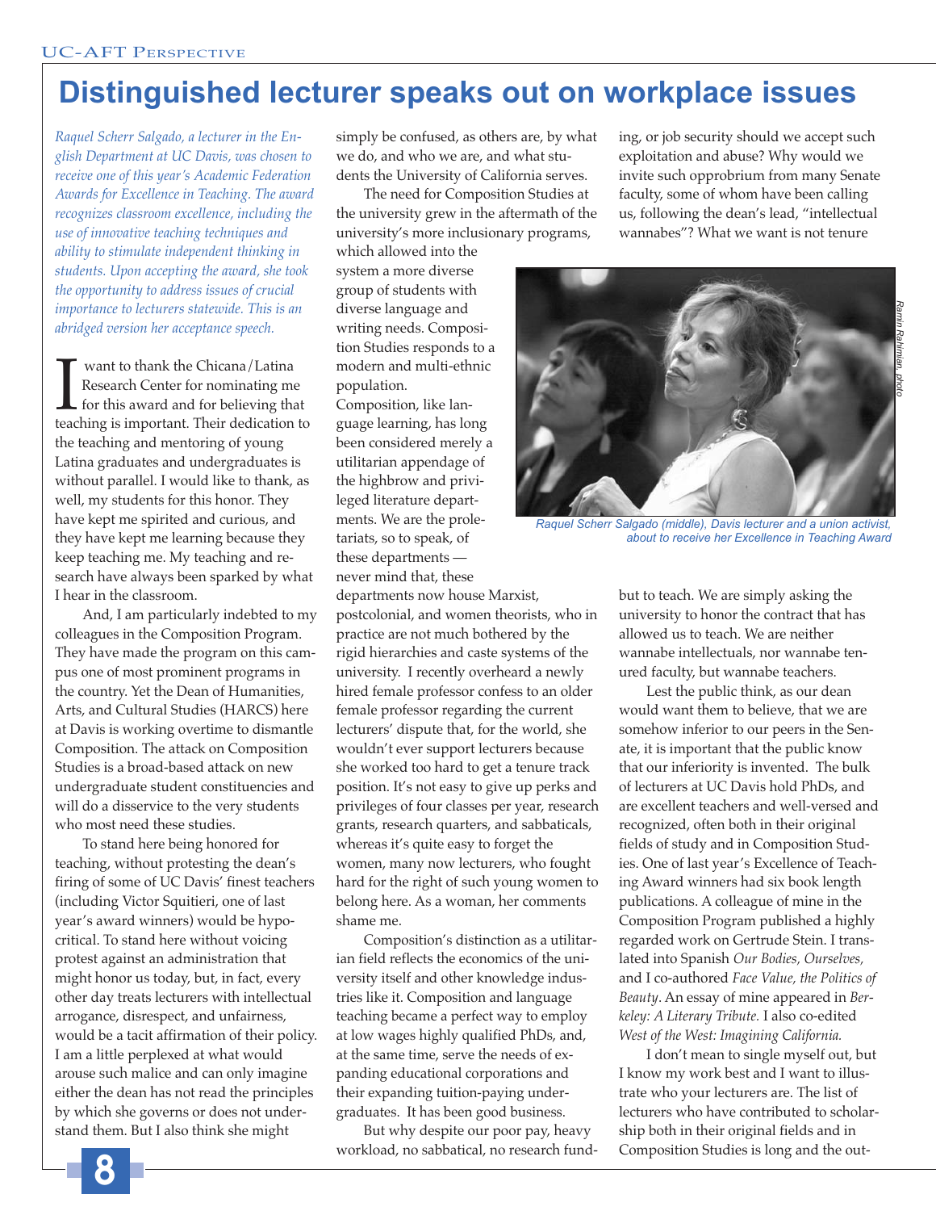# Distinguished lecturer speaks out on workplace issues

*Raquel Scherr Salgado, a lecturer in the English Department at UC Davis, was chosen to receive one of this year's Academic Federation Awards for Excellence in Teaching. The award recognizes classroom excellence, including the use of innovative teaching techniques and ability to stimulate independent thinking in students. Upon accepting the award, she took the opportunity to address issues of crucial importance to lecturers statewide. This is an abridged version her acceptance speech.*

I want to thank the Chicana/Latina Research Center for nominating me for this award and for believing that teaching is important. Their dedication to the teaching and mentoring of young Latina graduates and undergraduates is without parallel. I would like to thank, as well, my students for this honor. They have kept me spirited and curious, and they have kept me learning because they keep teaching me. My teaching and research have always been sparked by what I hear in the classroom.

And, I am particularly indebted to my colleagues in the Composition Program. They have made the program on this campus one of most prominent programs in the country. Yet the Dean of Humanities, Arts, and Cultural Studies (HARCS) here at Davis is working overtime to dismantle Composition. The attack on Composition Studies is a broad-based attack on new undergraduate student constituencies and will do a disservice to the very students who most need these studies.

To stand here being honored for teaching, without protesting the dean's firing of some of UC Davis' finest teachers (including Victor Squitieri, one of last year's award winners) would be hypocritical. To stand here without voicing protest against an administration that might honor us today, but, in fact, every other day treats lecturers with intellectual arrogance, disrespect, and unfairness, would be a tacit affirmation of their policy. I am a little perplexed at what would arouse such malice and can only imagine either the dean has not read the principles by which she governs or does not understand them. But I also think she might simply be confused, as others are, by what we do, and who we are, and what students the University of California serves.

The need for Composition Studies at the university grew in the aftermath of the university's more inclusionary programs, which allowed into the system a more diverse group of students with diverse language and writing needs. Composition Studies responds to a modern and multi-ethnic population. Composition, like language learning, has long been considered merely a utilitarian appendage of the highbrow and privileged literature departments. We are the proletariats, so to speak, of these departments — never mind that, these departments now house Marxist, postcolonial, and women theorists, who in practice are not much bothered by the rigid hierarchies and caste systems of the university. I recently overheard a newly hired female professor confess to an older female professor regarding the current lecturers' dispute that, for the world, she wouldn't ever support lecturers because she worked too hard to get a tenure track position. It's not easy to give up perks and privileges of four classes per year, research grants, research quarters, and sabbaticals, whereas it's quite easy to forget the women, many now lecturers, who fought hard for the right of such young women to belong here. As a woman, her comments shame me.

Composition's distinction as a utilitarian field reflects the economics of the university itself and other knowledge industries like it. Composition and language teaching became a perfect way to employ at low wages highly qualified PhDs, and, at the same time, serve the needs of expanding educational corporations and their expanding tuition-paying undergraduates. It has been good business.

But why despite our poor pay, heavy workload, no sabbatical, no research funding, or job security should we accept such exploitation and abuse? Why would we invite such opprobrium from many Senate faculty, some of whom have been calling us, following the dean's lead, "intellectual wannabes"? What we want is not tenure but to teach. We are simply asking the university to honor the contract that has allowed us to teach. We are neither wannabe intellectuals, nor wannabe tenured faculty, but wannabe teachers.

Raquel Scherr Salgado (middle), Davis lecturer and a union activist, about to receive her Excellence in Teaching Award

Lest the public think, as our dean would want them to believe, that we are somehow inferior to our peers in the Senate, it is important that the public know that our inferiority is invented. The bulk of lecturers at UC Davis hold PhDs, and are excellent teachers and well-versed and recognized, often both in their original fields of study and in Composition Studies. One of last year's Excellence of Teaching Award winners had six book length publications. A colleague of mine in the Composition Program published a highly regarded work on Gertrude Stein. I translated into Spanish *Our Bodies, Ourselves*, and I co-authored *Face Value, the Politics of Beauty*. An essay of mine appeared in *Berkeley: A Literary Tribute*. I also co-edited *West of the West: Imagining California*.

I don't mean to single myself out, but I know my work best and I want to illustrate who your lecturers are. The list of lecturers who have contributed to scholarship both in their original fields and in Composition Studies is long and the out-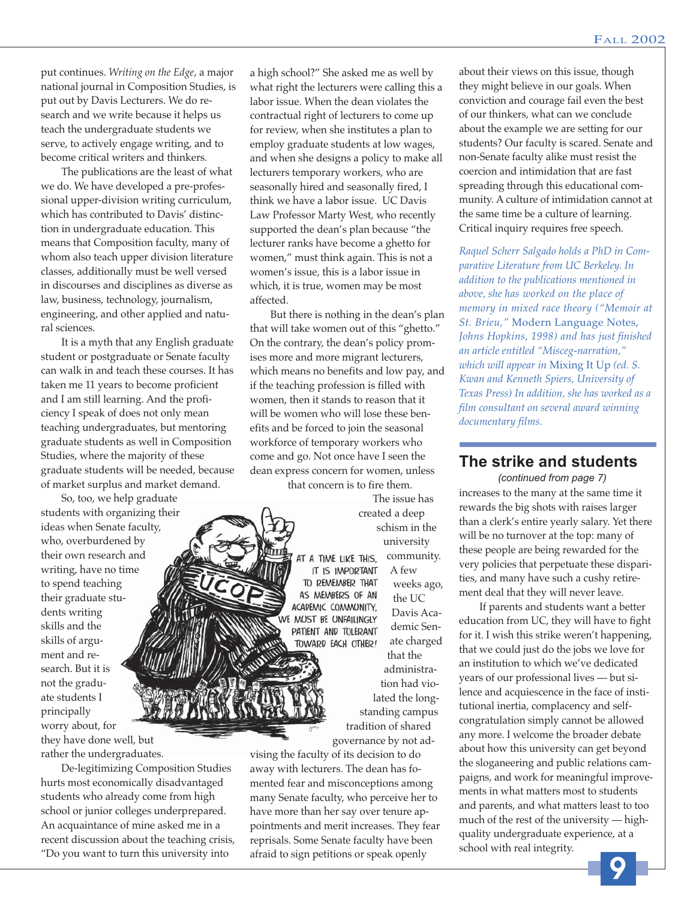put continues. *Writing on the Edge*, a major national journal in Composition Studies, is put out by Davis Lecturers. We do research and we write because it helps us teach the undergraduate students we serve, to actively engage writing, and to become critical writers and thinkers.

The publications are the least of what we do. We have developed a pre-professional upper-division writing curriculum, which has contributed to Davis' distinction in undergraduate education. This means that Composition faculty, many of whom also teach upper division literature classes, additionally must be well versed in discourses and disciplines as diverse as law, business, technology, journalism, engineering, and other applied and natural sciences.

It is a myth that any English graduate student or postgraduate or Senate faculty can walk in and teach these courses. It has taken me 11 years to become proficient and I am still learning. And the proficiency I speak of does not only mean teaching undergraduates, but mentoring graduate students as well in Composition Studies, where the majority of these graduate students will be needed, because of market surplus and market demand.

So, too, we help graduate students with organizing their ideas when Senate faculty, who, overburdened by their own research and writing, have no time to spend teaching their graduate students writing skills and the skills of argument and research. But it is not the graduate students I principally worry about, for they have done well, but rather the undergraduates.

De-legitimizing Composition Studies hurts most economically disadvantaged students who already come from high school or junior colleges underprepared. An acquaintance of mine asked me in a recent discussion about the teaching crisis, "Do you want to turn this university into a high school?" She asked me as well by what right the lecturers were calling this a labor issue. When the dean violates the contractual right of lecturers to come up for review, when she institutes a plan to employ graduate students at low wages, and when she designs a policy to make all lecturers temporary workers, who are seasonally hired and seasonally fired, I think we have a labor issue. UC Davis Law Professor Marty West, who recently supported the dean's plan because "the lecturer ranks have become a ghetto for women," must think again. This is not a women's issue, this is a labor issue in which, it is true, women may be most affected.

But there is nothing in the dean's plan that will take women out of this "ghetto." On the contrary, the dean's policy promises more and more migrant lecturers, which means no benefits and low pay, and if the teaching profession is filled with women, then it stands to reason that it will be women who will lose these benefits and be forced to join the seasonal workforce of temporary workers who come and go. Not once have I seen the dean express concern for women, unless that concern is to fire them.

The issue has created a deep schism in the university community. A few weeks ago, the UC Davis Academic Senate charged that the administration had violated the long-standing campus tradition of shared governance by not advising the faculty of its decision to do away with lecturers. The dean has fomented fear and misconceptions among many Senate faculty, who perceive her to have more than her say over tenure appointments and merit increases. They fear reprisals. Some Senate faculty have been afraid to sign petitions or speak openly about their views on this issue, though they might believe in our goals. When conviction and courage fail even the best of our thinkers, what can we conclude about the example we are setting for our students? Our faculty is scared. Senate and non-Senate faculty alike must resist the coercion and intimidation that are fast spreading through this educational community. A culture of intimidation cannot at the same time be a culture of learning. Critical inquiry requires free speech.

*Raquel Scherr Salgado holds a PhD in Comparative Literature from UC Berkeley. In addition to the publications mentioned in above, she has worked on the place of memory in mixed race theory ("Memoir at St. Brieu,"* Modern Language Notes, *Johns Hopkins, 1998) and has just finished an article entitled "Misceg-narration," which will appear in* Mixing It Up *(ed. S. Kwan and Kenneth Spiers, University of Texas Press) In addition, she has worked as a film consultant on several award winning documentary films.*

## The strike and students

*(continued from page 7)*

increases to the many at the same time it rewards the big shots with raises larger than a clerk's entire yearly salary. Yet there will be no turnover at the top: many of these people are being rewarded for the very policies that perpetuate these disparities, and many have such a cushy retirement deal that they will never leave.

If parents and students want a better education from UC, they will have to fight for it. I wish this strike weren't happening, that we could just do the jobs we love for an institution to which we've dedicated years of our professional lives — but silence and acquiescence in the face of institutional inertia, complacency and self-congratulation simply cannot be allowed any more. I welcome the broader debate about how this university can get beyond the sloganeering and public relations campaigns, and work for meaningful improvements in what matters most to students and parents, and what matters least to too much of the rest of the university — high-quality undergraduate experience, at a school with real integrity.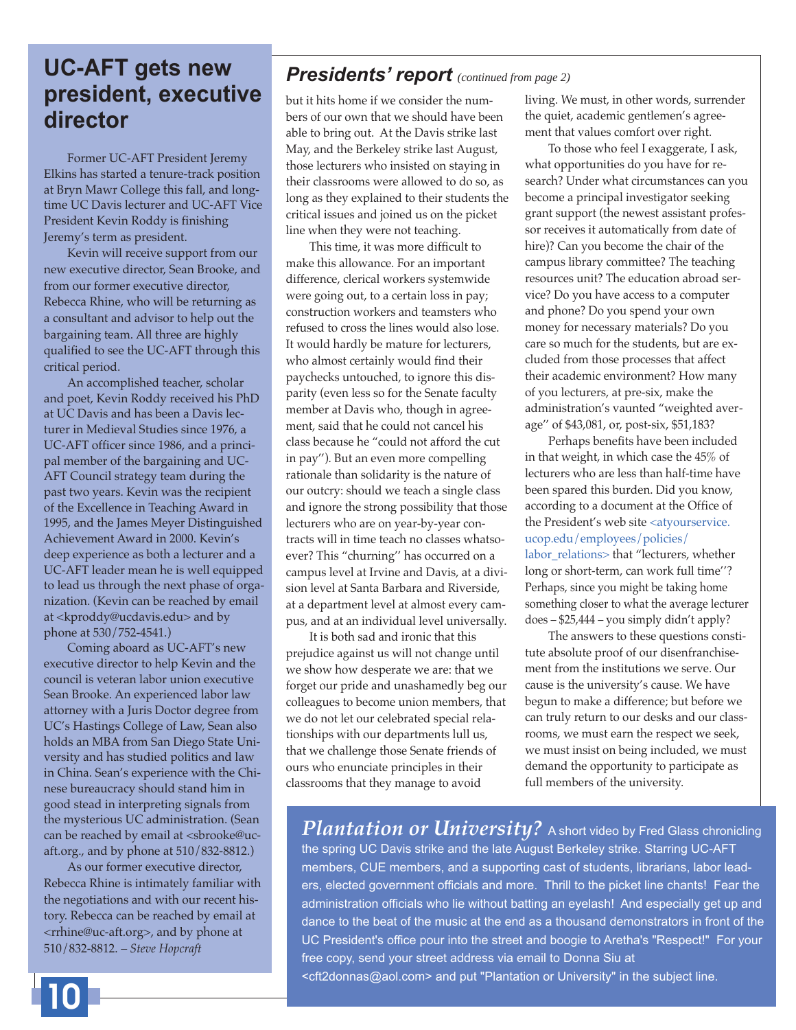# UC-AFT gets new president, executive director

Former UC-AFT President Jeremy Elkins has started a tenure-track position at Bryn Mawr College this fall, and long-time UC Davis lecturer and UC-AFT Vice President Kevin Roddy is finishing Jeremy's term as president.

Kevin will receive support from our new executive director, Sean Brooke, and from our former executive director, Rebecca Rhine, who will be returning as a consultant and advisor to help out the bargaining team. All three are highly qualified to see the UC-AFT through this critical period.

An accomplished teacher, scholar and poet, Kevin Roddy received his PhD at UC Davis and has been a Davis lecturer in Medieval Studies since 1976, a UC-AFT officer since 1986, and a principal member of the bargaining and UC-AFT Council strategy team during the past two years. Kevin was the recipient of the Excellence in Teaching Award in 1995, and the James Meyer Distinguished Achievement Award in 2000. Kevin's deep experience as both a lecturer and a UC-AFT leader mean he is well equipped to lead us through the next phase of organization. (Kevin can be reached by email at <kproddy@ucdavis.edu> and by phone at 530/752-4541.)

Coming aboard as UC-AFT's new executive director to help Kevin and the council is veteran labor union executive Sean Brooke. An experienced labor law attorney with a Juris Doctor degree from UC's Hastings College of Law, Sean also holds an MBA from San Diego State University and has studied politics and law in China. Sean's experience with the Chinese bureaucracy should stand him in good stead in interpreting signals from the mysterious UC administration. (Sean can be reached by email at <sbrooke@uc-aft.org., and by phone at 510/832-8812.)

As our former executive director, Rebecca Rhine is intimately familiar with the negotiations and with our recent history. Rebecca can be reached by email at <rrhine@uc-aft.org>, and by phone at 510/832-8812. – *Steve Hopcraft*

## *Presidents' report* *(continued from page 2)*

but it hits home if we consider the numbers of our own that we should have been able to bring out. At the Davis strike last May, and the Berkeley strike last August, those lecturers who insisted on staying in their classrooms were allowed to do so, as long as they explained to their students the critical issues and joined us on the picket line when they were not teaching.

This time, it was more difficult to make this allowance. For an important difference, clerical workers systemwide were going out, to a certain loss in pay; construction workers and teamsters who refused to cross the lines would also lose. It would hardly be mature for lecturers, who almost certainly would find their paychecks untouched, to ignore this disparity (even less so for the Senate faculty member at Davis who, though in agreement, said that he could not cancel his class because he "could not afford the cut in pay"). But an even more compelling rationale than solidarity is the nature of our outcry: should we teach a single class and ignore the strong possibility that those lecturers who are on year-by-year contracts will in time teach no classes whatsoever? This "churning" has occurred on a campus level at Irvine and Davis, at a division level at Santa Barbara and Riverside, at a department level at almost every campus, and at an individual level universally.

It is both sad and ironic that this prejudice against us will not change until we show how desperate we are: that we forget our pride and unashamedly beg our colleagues to become union members, that we do not let our celebrated special relationships with our departments lull us, that we challenge those Senate friends of ours who enunciate principles in their classrooms that they manage to avoid living. We must, in other words, surrender the quiet, academic gentlemen's agreement that values comfort over right.

To those who feel I exaggerate, I ask, what opportunities do you have for research? Under what circumstances can you become a principal investigator seeking grant support (the newest assistant professor receives it automatically from date of hire)? Can you become the chair of the campus library committee? The teaching resources unit? The education abroad service? Do you have access to a computer and phone? Do you spend your own money for necessary materials? Do you care so much for the students, but are excluded from those processes that affect their academic environment? How many of you lecturers, at pre-six, make the administration's vaunted "weighted average" of $43,081, or, post-six, $51,183?

Perhaps benefits have been included in that weight, in which case the 45% of lecturers who are less than half-time have been spared this burden. Did you know, according to a document at the Office of the President's web site <atyourservice.ucop.edu/employees/policies/labor_relations> that "lecturers, whether long or short-term, can work full time"? Perhaps, since you might be taking home something closer to what the average lecturer does – $25,444 – you simply didn't apply?

The answers to these questions constitute absolute proof of our disenfranchisement from the institutions we serve. Our cause is the university's cause. We have begun to make a difference; but before we can truly return to our desks and our classrooms, we must earn the respect we seek, we must insist on being included, we must demand the opportunity to participate as full members of the university.

***Plantation or University?*** A short video by Fred Glass chronicling the spring UC Davis strike and the late August Berkeley strike. Starring UC-AFT members, CUE members, and a supporting cast of students, librarians, labor leaders, elected government officials and more. Thrill to the picket line chants! Fear the administration officials who lie without batting an eyelash! And especially get up and dance to the beat of the music at the end as a thousand demonstrators in front of the UC President's office pour into the street and boogie to Aretha's "Respect!" For your free copy, send your street address via email to Donna Siu at <cft2donnas@aol.com> and put "Plantation or University" in the subject line.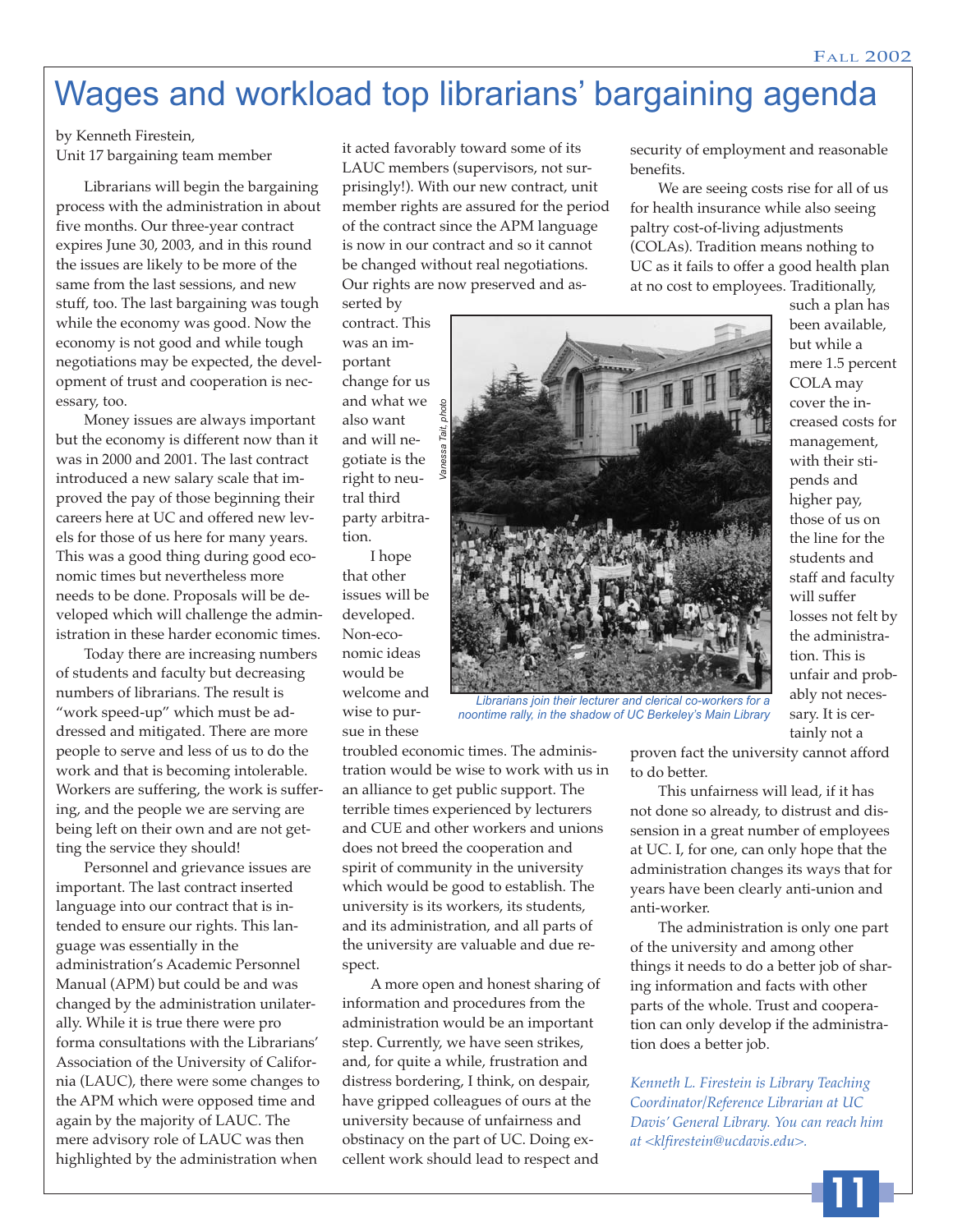# Wages and workload top librarians' bargaining agenda

by Kenneth Firestein,
Unit 17 bargaining team member

Librarians will begin the bargaining process with the administration in about five months. Our three-year contract expires June 30, 2003, and in this round the issues are likely to be more of the same from the last sessions, and new stuff, too. The last bargaining was tough while the economy was good. Now the economy is not good and while tough negotiations may be expected, the development of trust and cooperation is necessary, too.

Money issues are always important but the economy is different now than it was in 2000 and 2001. The last contract introduced a new salary scale that improved the pay of those beginning their careers here at UC and offered new levels for those of us here for many years. This was a good thing during good economic times but nevertheless more needs to be done. Proposals will be developed which will challenge the administration in these harder economic times.

Today there are increasing numbers of students and faculty but decreasing numbers of librarians. The result is "work speed-up" which must be addressed and mitigated. There are more people to serve and less of us to do the work and that is becoming intolerable. Workers are suffering, the work is suffering, and the people we are serving are being left on their own and are not getting the service they should!

Personnel and grievance issues are important. The last contract inserted language into our contract that is intended to ensure our rights. This language was essentially in the administration's Academic Personnel Manual (APM) but could be and was changed by the administration unilaterally. While it is true there were pro forma consultations with the Librarians' Association of the University of California (LAUC), there were some changes to the APM which were opposed time and again by the majority of LAUC. The mere advisory role of LAUC was then highlighted by the administration when it acted favorably toward some of its LAUC members (supervisors, not surprisingly!). With our new contract, unit member rights are assured for the period of the contract since the APM language is now in our contract and so it cannot be changed without real negotiations. Our rights are now preserved and asserted by contract. This was an important change for us and what we also want and will negotiate is the right to neutral third party arbitration.

I hope that other issues will be developed. Non-economic ideas would be welcome and wise to pursue in these troubled economic times. The administration would be wise to work with us in an alliance to get public support. The terrible times experienced by lecturers and CUE and other workers and unions does not breed the cooperation and spirit of community in the university which would be good to establish. The university is its workers, its students, and its administration, and all parts of the university are valuable and due respect.

A more open and honest sharing of information and procedures from the administration would be an important step. Currently, we have seen strikes, and, for quite a while, frustration and distress bordering, I think, on despair, have gripped colleagues of ours at the university because of unfairness and obstinacy on the part of UC. Doing excellent work should lead to respect and security of employment and reasonable benefits.

*Vanessa Tait, photo*

*Librarians join their lecturer and clerical co-workers for a noontime rally, in the shadow of UC Berkeley's Main Library*

We are seeing costs rise for all of us for health insurance while also seeing paltry cost-of-living adjustments (COLAs). Tradition means nothing to UC as it fails to offer a good health plan at no cost to employees. Traditionally, such a plan has been available, but while a mere 1.5 percent COLA may cover the increased costs for management, with their stipends and higher pay, those of us on the line for the students and staff and faculty will suffer losses not felt by the administration. This is unfair and probably not necessary. It is certainly not a proven fact the university cannot afford to do better.

This unfairness will lead, if it has not done so already, to distrust and dissension in a great number of employees at UC. I, for one, can only hope that the administration changes its ways that for years have been clearly anti-union and anti-worker.

The administration is only one part of the university and among other things it needs to do a better job of sharing information and facts with other parts of the whole. Trust and cooperation can only develop if the administration does a better job.

*Kenneth L. Firestein is Library Teaching Coordinator/Reference Librarian at UC Davis' General Library. You can reach him at <klfirestein@ucdavis.edu>.*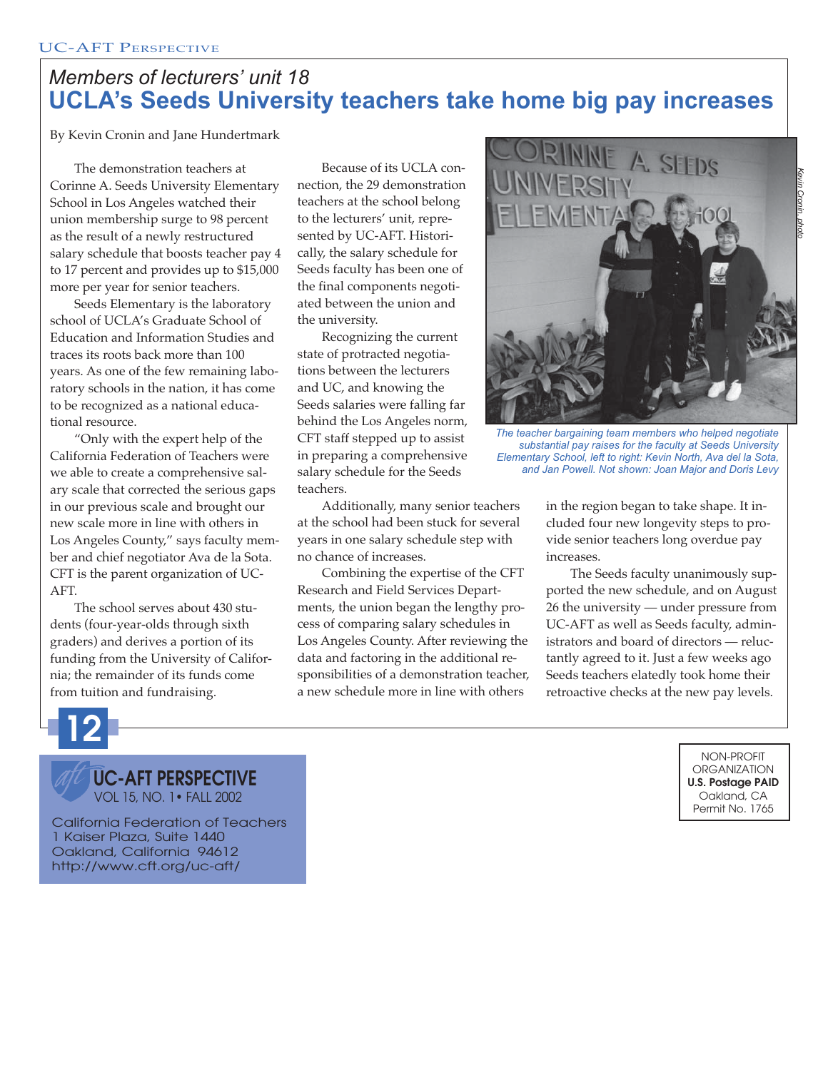*Members of lecturers' unit 18*

# UCLA's Seeds University teachers take home big pay increases

By Kevin Cronin and Jane Hundertmark

The demonstration teachers at Corinne A. Seeds University Elementary School in Los Angeles watched their union membership surge to 98 percent as the result of a newly restructured salary schedule that boosts teacher pay 4 to 17 percent and provides up to $15,000 more per year for senior teachers.

Seeds Elementary is the laboratory school of UCLA's Graduate School of Education and Information Studies and traces its roots back more than 100 years. As one of the few remaining laboratory schools in the nation, it has come to be recognized as a national educational resource.

"Only with the expert help of the California Federation of Teachers were we able to create a comprehensive salary scale that corrected the serious gaps in our previous scale and brought our new scale more in line with others in Los Angeles County," says faculty member and chief negotiator Ava de la Sota. CFT is the parent organization of UC-AFT.

The school serves about 430 students (four-year-olds through sixth graders) and derives a portion of its funding from the University of California; the remainder of its funds come from tuition and fundraising.

Because of its UCLA connection, the 29 demonstration teachers at the school belong to the lecturers' unit, represented by UC-AFT. Historically, the salary schedule for Seeds faculty has been one of the final components negotiated between the union and the university.

Recognizing the current state of protracted negotiations between the lecturers and UC, and knowing the Seeds salaries were falling far behind the Los Angeles norm, CFT staff stepped up to assist in preparing a comprehensive salary schedule for the Seeds teachers.

Additionally, many senior teachers at the school had been stuck for several years in one salary schedule step with no chance of increases.

Combining the expertise of the CFT Research and Field Services Departments, the union began the lengthy process of comparing salary schedules in Los Angeles County. After reviewing the data and factoring in the additional responsibilities of a demonstration teacher, a new schedule more in line with others in the region began to take shape. It included four new longevity steps to provide senior teachers long overdue pay increases.

The Seeds faculty unanimously supported the new schedule, and on August 26 the university — under pressure from UC-AFT as well as Seeds faculty, administrators and board of directors — reluctantly agreed to it. Just a few weeks ago Seeds teachers elatedly took home their retroactive checks at the new pay levels.

Kevin Cronin, photo

*The teacher bargaining team members who helped negotiate substantial pay raises for the faculty at Seeds University Elementary School, left to right: Kevin North, Ava del la Sota, and Jan Powell. Not shown: Joan Major and Doris Levy*

**UC-AFT PERSPECTIVE**
VOL 15, NO. 1 • FALL 2002

California Federation of Teachers
1 Kaiser Plaza, Suite 1440
Oakland, California 94612
http://www.cft.org/uc-aft/

NON-PROFIT ORGANIZATION
**U.S. Postage PAID**
Oakland, CA
Permit No. 1765